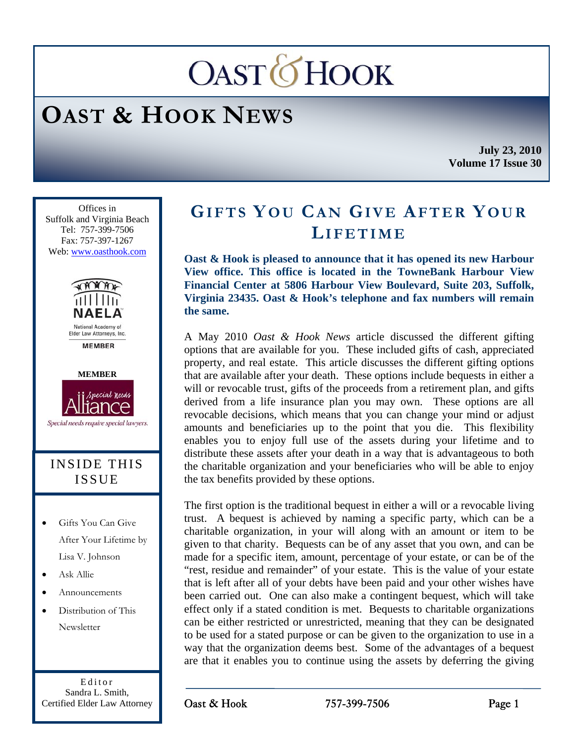# OAST & HOOK NEWS

**July 23, 2010**
**Volume 17 Issue 30**

Offices in
Suffolk and Virginia Beach
Tel: 757-399-7506
Fax: 757-397-1267
Web: www.oasthook.com

NAELA
National Academy of Elder Law Attorneys, Inc.
MEMBER

MEMBER
Special Needs Alliance
*Special needs require special lawyers.*

## INSIDE THIS ISSUE

- Gifts You Can Give After Your Lifetime by Lisa V. Johnson
- Ask Allie
- Announcements
- Distribution of This Newsletter

Editor
Sandra L. Smith,
Certified Elder Law Attorney

## GIFTS YOU CAN GIVE AFTER YOUR LIFETIME

**Oast & Hook is pleased to announce that it has opened its new Harbour View office. This office is located in the TowneBank Harbour View Financial Center at 5806 Harbour View Boulevard, Suite 203, Suffolk, Virginia 23435. Oast & Hook's telephone and fax numbers will remain the same.**

A May 2010 *Oast & Hook News* article discussed the different gifting options that are available for you. These included gifts of cash, appreciated property, and real estate. This article discusses the different gifting options that are available after your death. These options include bequests in either a will or revocable trust, gifts of the proceeds from a retirement plan, and gifts derived from a life insurance plan you may own. These options are all revocable decisions, which means that you can change your mind or adjust amounts and beneficiaries up to the point that you die. This flexibility enables you to enjoy full use of the assets during your lifetime and to distribute these assets after your death in a way that is advantageous to both the charitable organization and your beneficiaries who will be able to enjoy the tax benefits provided by these options.

The first option is the traditional bequest in either a will or a revocable living trust. A bequest is achieved by naming a specific party, which can be a charitable organization, in your will along with an amount or item to be given to that charity. Bequests can be of any asset that you own, and can be made for a specific item, amount, percentage of your estate, or can be of the "rest, residue and remainder" of your estate. This is the value of your estate that is left after all of your debts have been paid and your other wishes have been carried out. One can also make a contingent bequest, which will take effect only if a stated condition is met. Bequests to charitable organizations can be either restricted or unrestricted, meaning that they can be designated to be used for a stated purpose or can be given to the organization to use in a way that the organization deems best. Some of the advantages of a bequest are that it enables you to continue using the assets by deferring the giving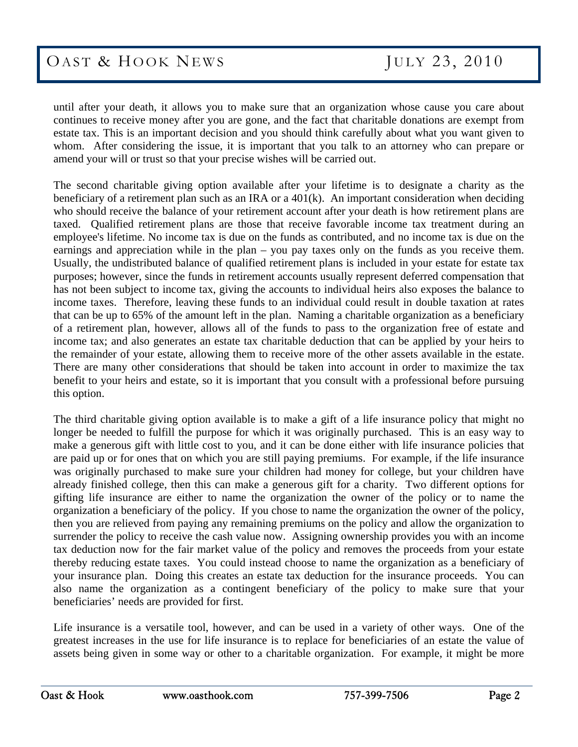until after your death, it allows you to make sure that an organization whose cause you care about continues to receive money after you are gone, and the fact that charitable donations are exempt from estate tax. This is an important decision and you should think carefully about what you want given to whom. After considering the issue, it is important that you talk to an attorney who can prepare or amend your will or trust so that your precise wishes will be carried out.

The second charitable giving option available after your lifetime is to designate a charity as the beneficiary of a retirement plan such as an IRA or a 401(k). An important consideration when deciding who should receive the balance of your retirement account after your death is how retirement plans are taxed. Qualified retirement plans are those that receive favorable income tax treatment during an employee's lifetime. No income tax is due on the funds as contributed, and no income tax is due on the earnings and appreciation while in the plan – you pay taxes only on the funds as you receive them. Usually, the undistributed balance of qualified retirement plans is included in your estate for estate tax purposes; however, since the funds in retirement accounts usually represent deferred compensation that has not been subject to income tax, giving the accounts to individual heirs also exposes the balance to income taxes. Therefore, leaving these funds to an individual could result in double taxation at rates that can be up to 65% of the amount left in the plan. Naming a charitable organization as a beneficiary of a retirement plan, however, allows all of the funds to pass to the organization free of estate and income tax; and also generates an estate tax charitable deduction that can be applied by your heirs to the remainder of your estate, allowing them to receive more of the other assets available in the estate. There are many other considerations that should be taken into account in order to maximize the tax benefit to your heirs and estate, so it is important that you consult with a professional before pursuing this option.

The third charitable giving option available is to make a gift of a life insurance policy that might no longer be needed to fulfill the purpose for which it was originally purchased. This is an easy way to make a generous gift with little cost to you, and it can be done either with life insurance policies that are paid up or for ones that on which you are still paying premiums. For example, if the life insurance was originally purchased to make sure your children had money for college, but your children have already finished college, then this can make a generous gift for a charity. Two different options for gifting life insurance are either to name the organization the owner of the policy or to name the organization a beneficiary of the policy. If you chose to name the organization the owner of the policy, then you are relieved from paying any remaining premiums on the policy and allow the organization to surrender the policy to receive the cash value now. Assigning ownership provides you with an income tax deduction now for the fair market value of the policy and removes the proceeds from your estate thereby reducing estate taxes. You could instead choose to name the organization as a beneficiary of your insurance plan. Doing this creates an estate tax deduction for the insurance proceeds. You can also name the organization as a contingent beneficiary of the policy to make sure that your beneficiaries' needs are provided for first.

Life insurance is a versatile tool, however, and can be used in a variety of other ways. One of the greatest increases in the use for life insurance is to replace for beneficiaries of an estate the value of assets being given in some way or other to a charitable organization. For example, it might be more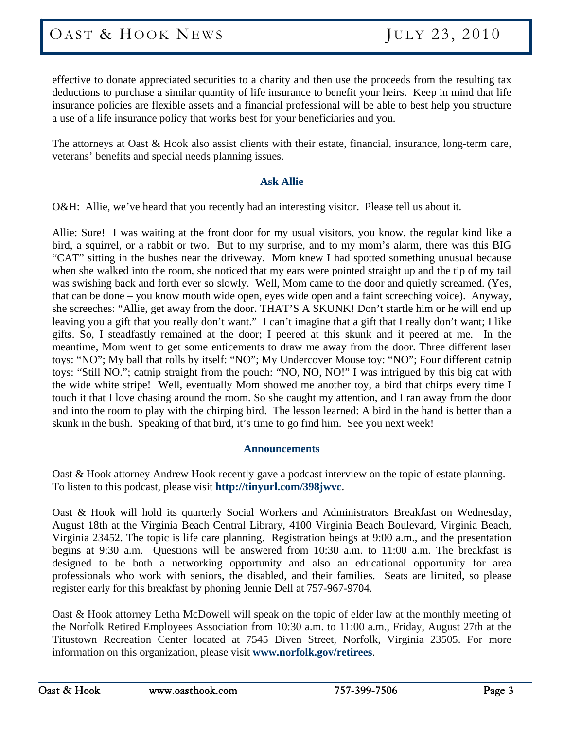effective to donate appreciated securities to a charity and then use the proceeds from the resulting tax deductions to purchase a similar quantity of life insurance to benefit your heirs. Keep in mind that life insurance policies are flexible assets and a financial professional will be able to best help you structure a use of a life insurance policy that works best for your beneficiaries and you.

The attorneys at Oast & Hook also assist clients with their estate, financial, insurance, long-term care, veterans' benefits and special needs planning issues.

## Ask Allie

O&H: Allie, we've heard that you recently had an interesting visitor. Please tell us about it.

Allie: Sure! I was waiting at the front door for my usual visitors, you know, the regular kind like a bird, a squirrel, or a rabbit or two. But to my surprise, and to my mom's alarm, there was this BIG "CAT" sitting in the bushes near the driveway. Mom knew I had spotted something unusual because when she walked into the room, she noticed that my ears were pointed straight up and the tip of my tail was swishing back and forth ever so slowly. Well, Mom came to the door and quietly screamed. (Yes, that can be done – you know mouth wide open, eyes wide open and a faint screeching voice). Anyway, she screeches: "Allie, get away from the door. THAT'S A SKUNK! Don't startle him or he will end up leaving you a gift that you really don't want." I can't imagine that a gift that I really don't want; I like gifts. So, I steadfastly remained at the door; I peered at this skunk and it peered at me. In the meantime, Mom went to get some enticements to draw me away from the door. Three different laser toys: "NO"; My ball that rolls by itself: "NO"; My Undercover Mouse toy: "NO"; Four different catnip toys: "Still NO."; catnip straight from the pouch: "NO, NO, NO!" I was intrigued by this big cat with the wide white stripe! Well, eventually Mom showed me another toy, a bird that chirps every time I touch it that I love chasing around the room. So she caught my attention, and I ran away from the door and into the room to play with the chirping bird. The lesson learned: A bird in the hand is better than a skunk in the bush. Speaking of that bird, it's time to go find him. See you next week!

## Announcements

Oast & Hook attorney Andrew Hook recently gave a podcast interview on the topic of estate planning. To listen to this podcast, please visit **http://tinyurl.com/398jwvc**.

Oast & Hook will hold its quarterly Social Workers and Administrators Breakfast on Wednesday, August 18th at the Virginia Beach Central Library, 4100 Virginia Beach Boulevard, Virginia Beach, Virginia 23452. The topic is life care planning. Registration beings at 9:00 a.m., and the presentation begins at 9:30 a.m. Questions will be answered from 10:30 a.m. to 11:00 a.m. The breakfast is designed to be both a networking opportunity and also an educational opportunity for area professionals who work with seniors, the disabled, and their families. Seats are limited, so please register early for this breakfast by phoning Jennie Dell at 757-967-9704.

Oast & Hook attorney Letha McDowell will speak on the topic of elder law at the monthly meeting of the Norfolk Retired Employees Association from 10:30 a.m. to 11:00 a.m., Friday, August 27th at the Titustown Recreation Center located at 7545 Diven Street, Norfolk, Virginia 23505. For more information on this organization, please visit **www.norfolk.gov/retirees**.